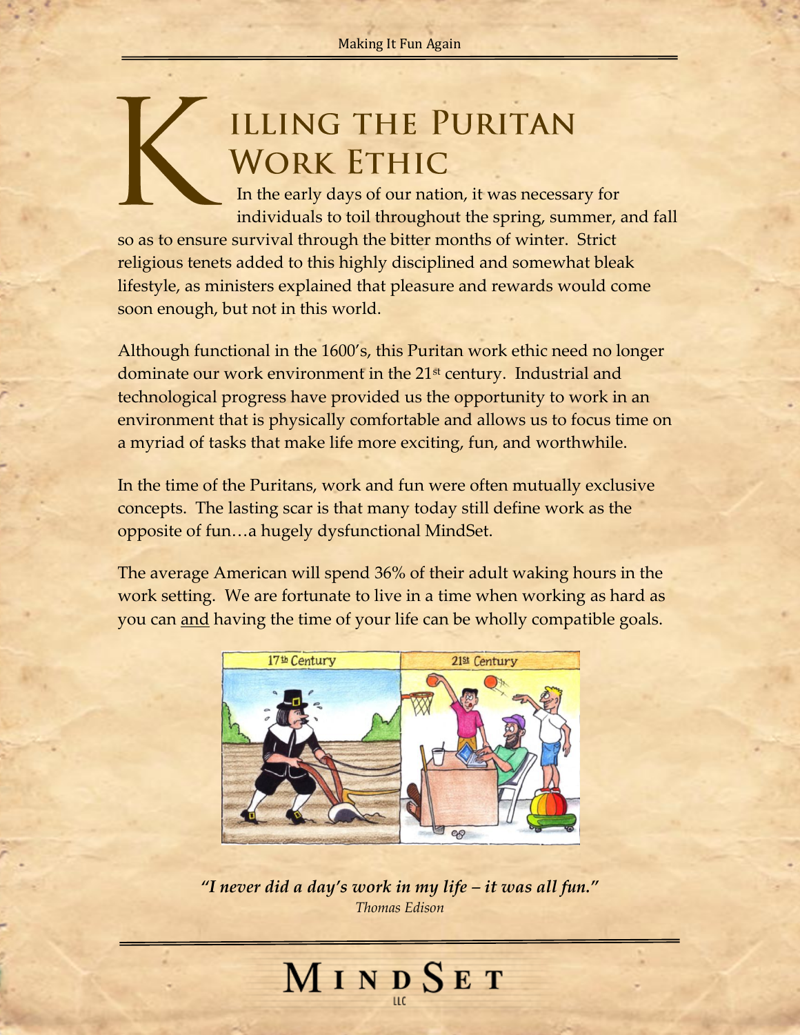# Killing the Puritan Work Ethic

In the early days of our nation, it was necessary for individuals to toil throughout the spring, summer, and fall so as to ensure survival through the bitter months of winter. Strict religious tenets added to this highly disciplined and somewhat bleak lifestyle, as ministers explained that pleasure and rewards would come soon enough, but not in this world.

Although functional in the 1600's, this Puritan work ethic need no longer dominate our work environment in the 21st century. Industrial and technological progress have provided us the opportunity to work in an environment that is physically comfortable and allows us to focus time on a myriad of tasks that make life more exciting, fun, and worthwhile.

In the time of the Puritans, work and fun were often mutually exclusive concepts. The lasting scar is that many today still define work as the opposite of fun…a hugely dysfunctional MindSet.

The average American will spend 36% of their adult waking hours in the work setting. We are fortunate to live in a time when working as hard as you can and having the time of your life can be wholly compatible goals.

*"I never did a day's work in my life – it was all fun."*
*Thomas Edison*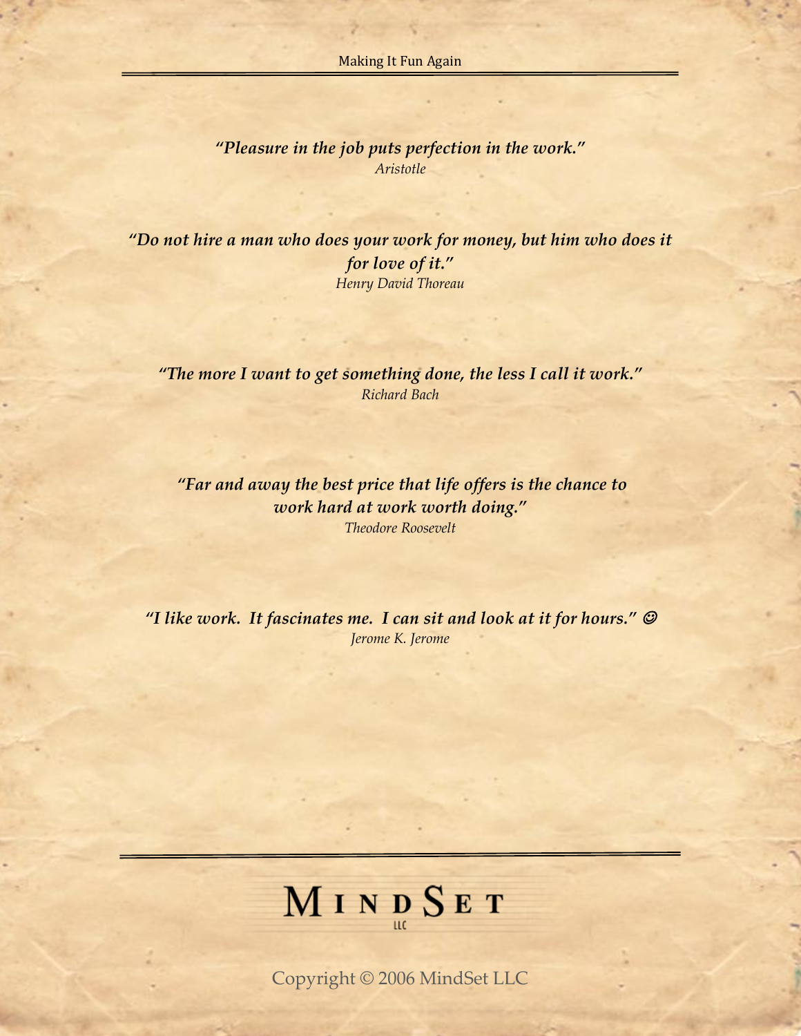***"Pleasure in the job puts perfection in the work."***
*Aristotle*

***"Do not hire a man who does your work for money, but him who does it for love of it."***
*Henry David Thoreau*

***"The more I want to get something done, the less I call it work."***
*Richard Bach*

***"Far and away the best price that life offers is the chance to work hard at work worth doing."***
*Theodore Roosevelt*

***"I like work. It fascinates me. I can sit and look at it for hours." ☺***
*Jerome K. Jerome*

MINDSET LLC

Copyright © 2006 MindSet LLC